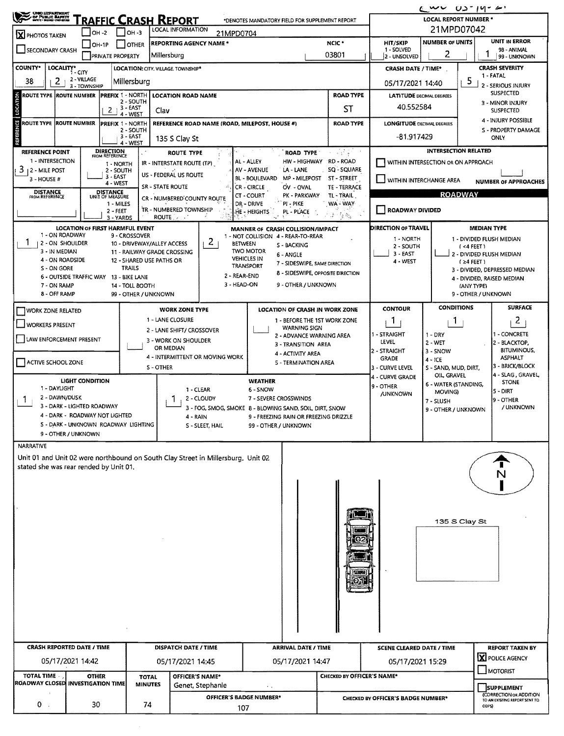# OHIO DEPARTMENT OF PUBLIC SAFETY — TRAFFIC CRASH REPORT

*DENOTES MANDATORY FIELD FOR SUPPLEMENT REPORT

LOCAL REPORT NUMBER *: 21MPD07042

| Field | Value |
|---|---|
| PHOTOS TAKEN | X |
| OH -2 / OH -3 / OH-1P / OTHER / SECONDARY CRASH / PRIVATE PROPERTY | |
| LOCAL INFORMATION | 21MPD0704 |
| REPORTING AGENCY NAME * | Millersburg |
| NCIC * | 03801 |
| HIT/SKIP (1 - SOLVED, 2 - UNSOLVED) | |
| NUMBER OF UNITS | 2 |
| UNIT IN ERROR (98 - ANIMAL, 99 - UNKNOWN) | 1 |
| COUNTY* | 38 |
| LOCALITY* (1 - CITY, 2 - VILLAGE, 3 - TOWNSHIP) | 2 |
| LOCATION: CITY, VILLAGE, TOWNSHIP* | Millersburg |
| CRASH DATE / TIME* | 05/17/2021 14:40 |
| CRASH SEVERITY (1 - FATAL, 2 - SERIOUS INJURY SUSPECTED, 3 - MINOR INJURY SUSPECTED, 4 - INJURY POSSIBLE, 5 - PROPERTY DAMAGE ONLY) | 5 |

## LOCATION

| ROUTE TYPE | ROUTE NUMBER | PREFIX (1 - NORTH, 2 - SOUTH, 3 - EAST, 4 - WEST) | LOCATION ROAD NAME | ROAD TYPE |
|---|---|---|---|---|
| | | 2 | Clay | ST |

LATITUDE DECIMAL DEGREES: 40.552584

## REFERENCE

| ROUTE TYPE | ROUTE NUMBER | PREFIX | REFERENCE ROAD NAME (ROAD, MILEPOST, HOUSE #) | ROAD TYPE |
|---|---|---|---|---|
| | | | 135 S Clay St | |

LONGITUDE DECIMAL DEGREES: -81.917429

REFERENCE POINT (1 - INTERSECTION, 2 - MILE POST, 3 - HOUSE #): 3

DIRECTION FROM REFERENCE (1 - NORTH, 2 - SOUTH, 3 - EAST, 4 - WEST):

DISTANCE FROM REFERENCE:

DISTANCE UNIT OF MEASURE (1 - MILES, 2 - FEET, 3 - YARDS):

ROUTE TYPE: IR - INTERSTATE ROUTE (TP), US - FEDERAL US ROUTE, SR - STATE ROUTE, CR - NUMBERED COUNTY ROUTE, TR - NUMBERED TOWNSHIP ROUTE

ROAD TYPE: AL - ALLEY, AV - AVENUE, BL - BOULEVARD, CR - CIRCLE, CT - COURT, DR - DRIVE, HE - HEIGHTS, HW - HIGHWAY, LA - LANE, MP - MILEPOST, OV - OVAL, PK - PARKWAY, PI - PIKE, PL - PLACE, RD - ROAD, SQ - SQUARE, ST - STREET, TE - TERRACE, TL - TRAIL, WA - WAY

INTERSECTION RELATED: WITHIN INTERSECTION OR ON APPROACH; WITHIN INTERCHANGE AREA; NUMBER OF APPROACHES:

## ROADWAY

ROADWAY DIVIDED:

LOCATION OF FIRST HARMFUL EVENT: 1
1 - ON ROADWAY, 2 - ON SHOULDER, 3 - IN MEDIAN, 4 - ON ROADSIDE, 5 - ON GORE, 6 - OUTSIDE TRAFFIC WAY, 7 - ON RAMP, 8 - OFF RAMP, 9 - CROSSOVER, 10 - DRIVEWAY/ALLEY ACCESS, 11 - RAILWAY GRADE CROSSING, 12 - SHARED USE PATHS OR TRAILS, 13 - BIKE LANE, 14 - TOLL BOOTH, 99 - OTHER / UNKNOWN

MANNER OF CRASH COLLISION/IMPACT: 2
1 - NOT COLLISION BETWEEN TWO MOTOR VEHICLES IN TRANSPORT, 2 - REAR-END, 3 - HEAD-ON, 4 - REAR-TO-REAR, 5 - BACKING, 6 - ANGLE, 7 - SIDESWIPE, SAME DIRECTION, 8 - SIDESWIPE, OPPOSITE DIRECTION, 9 - OTHER / UNKNOWN

DIRECTION OF TRAVEL (1 - NORTH, 2 - SOUTH, 3 - EAST, 4 - WEST):

MEDIAN TYPE: 1 - DIVIDED FLUSH MEDIAN (<4 FEET), 2 - DIVIDED FLUSH MEDIAN (≥4 FEET), 3 - DIVIDED, DEPRESSED MEDIAN, 4 - DIVIDED, RAISED MEDIAN (ANY TYPE), 9 - OTHER / UNKNOWN

WORK ZONE RELATED / WORKERS PRESENT / LAW ENFORCEMENT PRESENT / ACTIVE SCHOOL ZONE

WORK ZONE TYPE: 1 - LANE CLOSURE, 2 - LANE SHIFT/ CROSSOVER, 3 - WORK ON SHOULDER OR MEDIAN, 4 - INTERMITTENT OR MOVING WORK, 5 - OTHER

LOCATION OF CRASH IN WORK ZONE: 1 - BEFORE THE 1ST WORK ZONE WARNING SIGN, 2 - ADVANCE WARNING AREA, 3 - TRANSITION AREA, 4 - ACTIVITY AREA, 5 - TERMINATION AREA

| CONTOUR | CONDITIONS | SURFACE |
|---|---|---|
| 1 | 1 | 2 |

CONTOUR: 1 - STRAIGHT LEVEL, 2 - STRAIGHT GRADE, 3 - CURVE LEVEL, 4 - CURVE GRADE, 9 - OTHER /UNKNOWN

CONDITIONS: 1 - DRY, 2 - WET, 3 - SNOW, 4 - ICE, 5 - SAND, MUD, DIRT, OIL, GRAVEL, 6 - WATER (STANDING, MOVING), 7 - SLUSH, 9 - OTHER / UNKNOWN

SURFACE: 1 - CONCRETE, 2 - BLACKTOP, BITUMINOUS, ASPHALT, 3 - BRICK/BLOCK, 4 - SLAG, GRAVEL, STONE, 5 - DIRT, 9 - OTHER / UNKNOWN

LIGHT CONDITION: 1
1 - DAYLIGHT, 2 - DAWN/DUSK, 3 - DARK - LIGHTED ROADWAY, 4 - DARK - ROADWAY NOT LIGHTED, 5 - DARK - UNKNOWN ROADWAY LIGHTING, 9 - OTHER / UNKNOWN

WEATHER: 1
1 - CLEAR, 2 - CLOUDY, 3 - FOG, SMOG, SMOKE, 4 - RAIN, 5 - SLEET, HAIL, 6 - SNOW, 7 - SEVERE CROSSWINDS, 8 - BLOWING SAND, SOIL, DIRT, SNOW, 9 - FREEZING RAIN OR FREEZING DRIZZLE, 99 - OTHER / UNKNOWN

## NARRATIVE

Unit 01 and Unit 02 were northbound on South Clay Street in Millersburg. Unit 02 stated she was rear rended by Unit 01.

135 S Clay St

| CRASH REPORTED DATE / TIME | DISPATCH DATE / TIME | ARRIVAL DATE / TIME | SCENE CLEARED DATE / TIME | REPORT TAKEN BY |
|---|---|---|---|---|
| 05/17/2021 14:42 | 05/17/2021 14:45 | 05/17/2021 14:47 | 05/17/2021 15:29 | X POLICE AGENCY |

| TOTAL TIME ROADWAY CLOSED | OTHER INVESTIGATION TIME | TOTAL MINUTES | OFFICER'S NAME* | CHECKED BY OFFICER'S NAME* |
|---|---|---|---|---|
| 0 | 30 | 74 | Genet, Stephanie | |

OFFICER'S BADGE NUMBER*: 107

CHECKED BY OFFICER'S BADGE NUMBER*:

MOTORIST / SUPPLEMENT (CORRECTION OR ADDITION TO AN EXISTING REPORT SENT TO ODPS)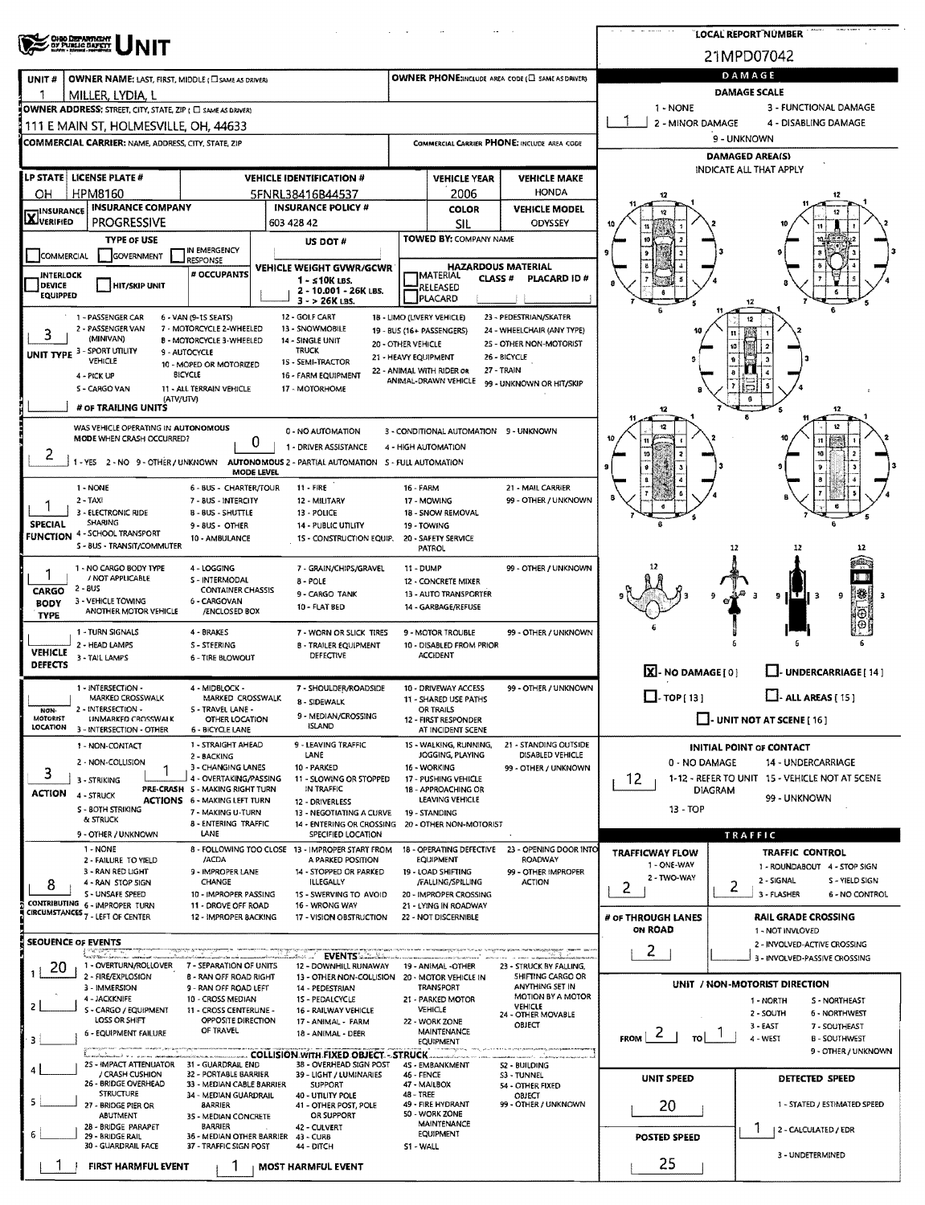# UNIT

**LOCAL REPORT NUMBER:** 21MPD07042

| Field | Value |
|---|---|
| UNIT # | 1 |
| OWNER NAME: LAST, FIRST, MIDDLE | MILLER, LYDIA, L |
| OWNER PHONE | |
| OWNER ADDRESS: STREET, CITY, STATE, ZIP | 111 E MAIN ST, HOLMESVILLE, OH, 44633 |
| COMMERCIAL CARRIER: NAME, ADDRESS, CITY, STATE, ZIP | |
| COMMERCIAL CARRIER PHONE | |

| LP STATE | LICENSE PLATE # | VEHICLE IDENTIFICATION # | VEHICLE YEAR | VEHICLE MAKE |
|---|---|---|---|---|
| OH | HPM8160 | 5FNRL38416B44537 | 2006 | HONDA |

| INSURANCE VERIFIED | INSURANCE COMPANY | INSURANCE POLICY # | COLOR | VEHICLE MODEL |
|---|---|---|---|---|
| X | PROGRESSIVE | 603 428 42 | SIL | ODYSSEY |

**TYPE OF USE:** COMMERCIAL / GOVERNMENT / IN EMERGENCY RESPONSE

**US DOT #:**

**TOWED BY: COMPANY NAME:**

**INTERLOCK DEVICE EQUIPPED / HIT/SKIP UNIT**

**# OCCUPANTS:**

**VEHICLE WEIGHT GVWR/GCWR:** 1 - ≤10K LBS. 2 - 10.001 - 26K LBS. 3 - > 26K LBS.

**HAZARDOUS MATERIAL:** MATERIAL RELEASED / PLACARD — CLASS # — PLACARD ID #

**UNIT TYPE:** 3
1 - PASSENGER CAR, 2 - PASSENGER VAN (MINIVAN), 3 - SPORT UTILITY VEHICLE, 4 - PICK UP, 5 - CARGO VAN (ATV/UTV), 6 - VAN (9-15 SEATS), 7 - MOTORCYCLE 2-WHEELED, 8 - MOTORCYCLE 3-WHEELED, 9 - AUTOCYCLE, 10 - MOPED OR MOTORIZED BICYCLE, 11 - ALL TERRAIN VEHICLE, 12 - GOLF CART, 13 - SNOWMOBILE, 14 - SINGLE UNIT TRUCK, 15 - SEMI-TRACTOR, 16 - FARM EQUIPMENT, 17 - MOTORHOME, 18 - LIMO (LIVERY VEHICLE), 19 - BUS (16+ PASSENGERS), 20 - OTHER VEHICLE, 21 - HEAVY EQUIPMENT, 22 - ANIMAL WITH RIDER OR ANIMAL-DRAWN VEHICLE, 23 - PEDESTRIAN/SKATER, 24 - WHEELCHAIR (ANY TYPE), 25 - OTHER NON-MOTORIST, 26 - BICYCLE, 27 - TRAIN, 99 - UNKNOWN OR HIT/SKIP

**# OF TRAILING UNITS:**

**WAS VEHICLE OPERATING IN AUTONOMOUS MODE WHEN CRASH OCCURRED?** 2
1 - YES 2 - NO 9 - OTHER / UNKNOWN

**AUTONOMOUS MODE LEVEL:** 0
0 - NO AUTOMATION, 1 - DRIVER ASSISTANCE, 2 - PARTIAL AUTOMATION, 3 - CONDITIONAL AUTOMATION, 4 - HIGH AUTOMATION, 5 - FULL AUTOMATION, 9 - UNKNOWN

**SPECIAL FUNCTION:** 1
1 - NONE, 2 - TAXI, 3 - ELECTRONIC RIDE SHARING, 4 - SCHOOL TRANSPORT, 5 - BUS - TRANSIT/COMMUTER, 6 - BUS - CHARTER/TOUR, 7 - BUS - INTERCITY, 8 - BUS - SHUTTLE, 9 - BUS - OTHER, 10 - AMBULANCE, 11 - FIRE, 12 - MILITARY, 13 - POLICE, 14 - PUBLIC UTILITY, 15 - CONSTRUCTION EQUIP., 16 - FARM, 17 - MOWING, 18 - SNOW REMOVAL, 19 - TOWING, 20 - SAFETY SERVICE PATROL, 21 - MAIL CARRIER, 99 - OTHER / UNKNOWN

**CARGO BODY TYPE:** 1
1 - NO CARGO BODY TYPE / NOT APPLICABLE, 2 - BUS, 3 - VEHICLE TOWING ANOTHER MOTOR VEHICLE, 4 - LOGGING, 5 - INTERMODAL CONTAINER CHASSIS, 6 - CARGOVAN /ENCLOSED BOX, 7 - GRAIN/CHIPS/GRAVEL, 8 - POLE, 9 - CARGO TANK, 10 - FLAT BED, 11 - DUMP, 12 - CONCRETE MIXER, 13 - AUTO TRANSPORTER, 14 - GARBAGE/REFUSE, 99 - OTHER / UNKNOWN

**VEHICLE DEFECTS:**
1 - TURN SIGNALS, 2 - HEAD LAMPS, 3 - TAIL LAMPS, 4 - BRAKES, 5 - STEERING, 6 - TIRE BLOWOUT, 7 - WORN OR SLICK TIRES, 8 - TRAILER EQUIPMENT DEFECTIVE, 9 - MOTOR TROUBLE, 10 - DISABLED FROM PRIOR ACCIDENT, 99 - OTHER / UNKNOWN

**NON-MOTORIST LOCATION:**
1 - INTERSECTION - MARKED CROSSWALK, 2 - INTERSECTION - UNMARKED CROSSWALK, 3 - INTERSECTION - OTHER, 4 - MIDBLOCK - MARKED CROSSWALK, 5 - TRAVEL LANE - OTHER LOCATION, 6 - BICYCLE LANE, 7 - SHOULDER/ROADSIDE, 8 - SIDEWALK, 9 - MEDIAN/CROSSING ISLAND, 10 - DRIVEWAY ACCESS, 11 - SHARED USE PATHS OR TRAILS, 12 - FIRST RESPONDER AT INCIDENT SCENE, 99 - OTHER / UNKNOWN

**ACTION:** 3
1 - NON-CONTACT, 2 - NON-COLLISION, 3 - STRIKING, 4 - STRUCK, 5 - BOTH STRIKING & STRUCK, 9 - OTHER / UNKNOWN

**PRE-CRASH ACTIONS:** 1
1 - STRAIGHT AHEAD, 2 - BACKING, 3 - CHANGING LANES, 4 - OVERTAKING/PASSING, 5 - MAKING RIGHT TURN, 6 - MAKING LEFT TURN, 7 - MAKING U-TURN, 8 - ENTERING TRAFFIC LANE, 9 - LEAVING TRAFFIC LANE, 10 - PARKED, 11 - SLOWING OR STOPPED IN TRAFFIC, 12 - DRIVERLESS, 13 - NEGOTIATING A CURVE, 14 - ENTERING OR CROSSING SPECIFIED LOCATION, 15 - WALKING, RUNNING, JOGGING, PLAYING, 16 - WORKING, 17 - PUSHING VEHICLE, 18 - APPROACHING OR LEAVING VEHICLE, 19 - STANDING, 20 - OTHER NON-MOTORIST, 21 - STANDING OUTSIDE DISABLED VEHICLE, 99 - OTHER / UNKNOWN

**CONTRIBUTING CIRCUMSTANCES:** 8
1 - NONE, 2 - FAILURE TO YIELD, 3 - RAN RED LIGHT, 4 - RAN STOP SIGN, 5 - UNSAFE SPEED, 6 - IMPROPER TURN, 7 - LEFT OF CENTER, 8 - FOLLOWING TOO CLOSE /ACDA, 9 - IMPROPER LANE CHANGE, 10 - IMPROPER PASSING, 11 - DROVE OFF ROAD, 12 - IMPROPER BACKING, 13 - IMPROPER START FROM A PARKED POSITION, 14 - STOPPED OR PARKED ILLEGALLY, 15 - SWERVING TO AVOID, 16 - WRONG WAY, 17 - VISION OBSTRUCTION, 18 - OPERATING DEFECTIVE EQUIPMENT, 19 - LOAD SHIFTING /FALLING/SPILLING, 20 - IMPROPER CROSSING, 21 - LYING IN ROADWAY, 22 - NOT DISCERNIBLE, 23 - OPENING DOOR INTO ROADWAY, 99 - OTHER IMPROPER ACTION

## SEQUENCE OF EVENTS

| # | Event |
|---|---|
| 1 | 20 |
| 2 | |
| 3 | |
| 4 | |
| 5 | |
| 6 | |

**EVENTS:** 1 - OVERTURN/ROLLOVER, 2 - FIRE/EXPLOSION, 3 - IMMERSION, 4 - JACKKNIFE, 5 - CARGO / EQUIPMENT LOSS OR SHIFT, 6 - EQUIPMENT FAILURE, 7 - SEPARATION OF UNITS, 8 - RAN OFF ROAD RIGHT, 9 - RAN OFF ROAD LEFT, 10 - CROSS MEDIAN, 11 - CROSS CENTERLINE - OPPOSITE DIRECTION OF TRAVEL, 12 - DOWNHILL RUNAWAY, 13 - OTHER NON-COLLISION, 14 - PEDESTRIAN, 15 - PEDALCYCLE, 16 - RAILWAY VEHICLE, 17 - ANIMAL - FARM, 18 - ANIMAL - DEER, 19 - ANIMAL -OTHER, 20 - MOTOR VEHICLE IN TRANSPORT, 21 - PARKED MOTOR VEHICLE, 22 - WORK ZONE MAINTENANCE EQUIPMENT, 23 - STRUCK BY FALLING, SHIFTING CARGO OR ANYTHING SET IN MOTION BY A MOTOR VEHICLE, 24 - OTHER MOVABLE OBJECT

**COLLISION WITH FIXED OBJECT - STRUCK:** 25 - IMPACT ATTENUATOR / CRASH CUSHION, 26 - BRIDGE OVERHEAD STRUCTURE, 27 - BRIDGE PIER OR ABUTMENT, 28 - BRIDGE PARAPET, 29 - BRIDGE RAIL, 30 - GUARDRAIL FACE, 31 - GUARDRAIL END, 32 - PORTABLE BARRIER, 33 - MEDIAN CABLE BARRIER, 34 - MEDIAN GUARDRAIL BARRIER, 35 - MEDIAN CONCRETE BARRIER, 36 - MEDIAN OTHER BARRIER, 37 - TRAFFIC SIGN POST, 38 - OVERHEAD SIGN POST, 39 - LIGHT / LUMINARIES SUPPORT, 40 - UTILITY POLE, 41 - OTHER POST, POLE OR SUPPORT, 42 - CULVERT, 43 - CURB, 44 - DITCH, 45 - EMBANKMENT, 46 - FENCE, 47 - MAILBOX, 48 - TREE, 49 - FIRE HYDRANT, 50 - WORK ZONE MAINTENANCE EQUIPMENT, 51 - WALL, 52 - BUILDING, 53 - TUNNEL, 54 - OTHER FIXED OBJECT, 99 - OTHER / UNKNOWN

**FIRST HARMFUL EVENT:** 1 **MOST HARMFUL EVENT:** 1

## DAMAGE

**DAMAGE SCALE:** 1
1 - NONE, 2 - MINOR DAMAGE, 3 - FUNCTIONAL DAMAGE, 4 - DISABLING DAMAGE, 9 - UNKNOWN

**DAMAGED AREA(S)** — INDICATE ALL THAT APPLY

- [X] NO DAMAGE [0]
- [ ] UNDERCARRIAGE [14]
- [ ] TOP [13]
- [ ] ALL AREAS [15]
- [ ] UNIT NOT AT SCENE [16]

**INITIAL POINT OF CONTACT:** 12
0 - NO DAMAGE, 1-12 - REFER TO UNIT DIAGRAM, 13 - TOP, 14 - UNDERCARRIAGE, 15 - VEHICLE NOT AT SCENE, 99 - UNKNOWN

## TRAFFIC

**TRAFFICWAY FLOW:** 2
1 - ONE-WAY, 2 - TWO-WAY

**TRAFFIC CONTROL:** 2
1 - ROUNDABOUT, 2 - SIGNAL, 3 - FLASHER, 4 - STOP SIGN, 5 - YIELD SIGN, 6 - NO CONTROL

**# OF THROUGH LANES ON ROAD:** 2

**RAIL GRADE CROSSING:**
1 - NOT INVLOVED, 2 - INVOLVED-ACTIVE CROSSING, 3 - INVOLVED-PASSIVE CROSSING

## UNIT / NON-MOTORIST DIRECTION

**FROM** 2 **TO** 1
1 - NORTH, 2 - SOUTH, 3 - EAST, 4 - WEST, 5 - NORTHEAST, 6 - NORTHWEST, 7 - SOUTHEAST, 8 - SOUTHWEST, 9 - OTHER / UNKNOWN

**UNIT SPEED:** 20

**POSTED SPEED:** 25

**DETECTED SPEED:** 1
1 - STATED / ESTIMATED SPEED, 2 - CALCULATED / EDR, 3 - UNDETERMINED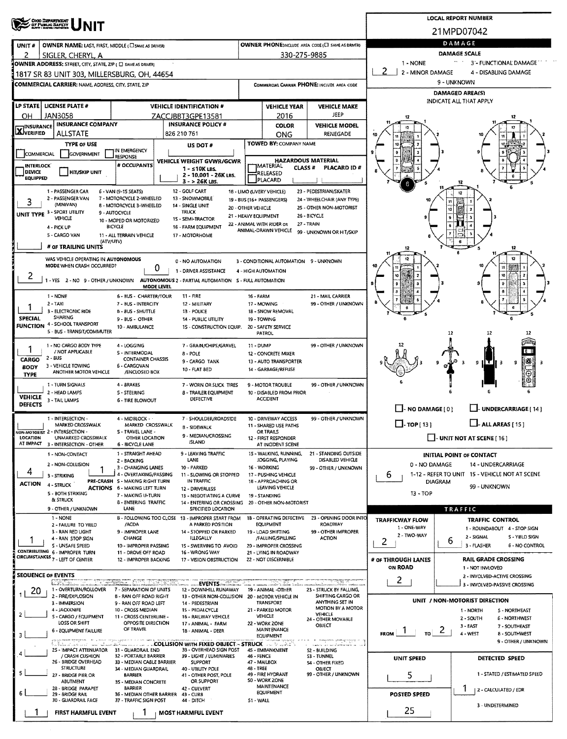# OHIO DEPARTMENT OF PUBLIC SAFETY UNIT

**LOCAL REPORT NUMBER:** 21MPD07042

| UNIT # | OWNER NAME: LAST, FIRST, MIDDLE (☐ SAME AS DRIVER) | OWNER PHONE: INCLUDE AREA CODE (☐ SAME AS DRIVER) |
|---|---|---|
| 2 | SIGLER, CHERYL, A | 330-275-9885 |

**OWNER ADDRESS:** STREET, CITY, STATE, ZIP (☐ SAME AS DRIVER)
1817 SR 83 UNIT 303, MILLERSBURG, OH, 44654

**COMMERCIAL CARRIER:** NAME, ADDRESS, CITY, STATE, ZIP

**COMMERCIAL CARRIER PHONE:** INCLUDE AREA CODE

| LP STATE | LICENSE PLATE # | VEHICLE IDENTIFICATION # | VEHICLE YEAR | VEHICLE MAKE |
|---|---|---|---|---|
| OH | JAN3058 | ZACCJBBT3GPE13581 | 2016 | JEEP |

| INSURANCE | INSURANCE COMPANY | INSURANCE POLICY # | COLOR | VEHICLE MODEL |
|---|---|---|---|---|
| ☒ VERIFIED | ALLSTATE | 826 210 761 | ONG | RENEGADE |

**TYPE OF USE:** ☐ COMMERCIAL ☐ GOVERNMENT ☐ IN EMERGENCY RESPONSE

**US DOT #:**

**TOWED BY:** COMPANY NAME

**INTERLOCK DEVICE EQUIPPED** ☐ ☐ HIT/SKIP UNIT

**# OCCUPANTS:**

**VEHICLE WEIGHT GVWR/GCWR:** 1 - ≤10K LBS. 2 - 10.001 - 26K LBS. 3 - > 26K LBS.

**HAZARDOUS MATERIAL:** ☐ MATERIAL RELEASED ☐ PLACARD CLASS # PLACARD ID #

**UNIT TYPE:** 3
1 - PASSENGER CAR, 2 - PASSENGER VAN (MINIVAN), 3 - SPORT UTILITY VEHICLE, 4 - PICK UP, 5 - CARGO VAN, 6 - VAN (9-15 SEATS), 7 - MOTORCYCLE 2-WHEELED, 8 - MOTORCYCLE 3-WHEELED, 9 - AUTOCYCLE, 10 - MOPED OR MOTORIZED BICYCLE, 11 - ALL TERRAIN VEHICLE (ATV/UTV), 12 - GOLF CART, 13 - SNOWMOBILE, 14 - SINGLE UNIT TRUCK, 15 - SEMI-TRACTOR, 16 - FARM EQUIPMENT, 17 - MOTORHOME, 18 - LIMO (LIVERY VEHICLE), 19 - BUS (16+ PASSENGERS), 20 - OTHER VEHICLE, 21 - HEAVY EQUIPMENT, 22 - ANIMAL WITH RIDER OR ANIMAL-DRAWN VEHICLE, 23 - PEDESTRIAN/SKATER, 24 - WHEELCHAIR (ANY TYPE), 25 - OTHER NON-MOTORIST, 26 - BICYCLE, 27 - TRAIN, 99 - UNKNOWN OR HIT/SKIP

**# OF TRAILING UNITS:**

**WAS VEHICLE OPERATING IN AUTONOMOUS MODE WHEN CRASH OCCURRED?** 2
1 - YES 2 - NO 9 - OTHER / UNKNOWN

**AUTONOMOUS MODE LEVEL:** 0
0 - NO AUTOMATION, 1 - DRIVER ASSISTANCE, 2 - PARTIAL AUTOMATION, 3 - CONDITIONAL AUTOMATION, 4 - HIGH AUTOMATION, 5 - FULL AUTOMATION, 9 - UNKNOWN

**SPECIAL FUNCTION:** 1
1 - NONE, 2 - TAXI, 3 - ELECTRONIC RIDE SHARING, 4 - SCHOOL TRANSPORT, 5 - BUS - TRANSIT/COMMUTER, 6 - BUS - CHARTER/TOUR, 7 - BUS - INTERCITY, 8 - BUS - SHUTTLE, 9 - BUS - OTHER, 10 - AMBULANCE, 11 - FIRE, 12 - MILITARY, 13 - POLICE, 14 - PUBLIC UTILITY, 15 - CONSTRUCTION EQUIP., 16 - FARM, 17 - MOWING, 18 - SNOW REMOVAL, 19 - TOWING, 20 - SAFETY SERVICE PATROL, 21 - MAIL CARRIER, 99 - OTHER / UNKNOWN

**CARGO BODY TYPE:** 1
1 - NO CARGO BODY TYPE / NOT APPLICABLE, 2 - BUS, 3 - VEHICLE TOWING ANOTHER MOTOR VEHICLE, 4 - LOGGING, 5 - INTERMODAL CONTAINER CHASSIS, 6 - CARGOVAN /ENCLOSED BOX, 7 - GRAIN/CHIPS/GRAVEL, 8 - POLE, 9 - CARGO TANK, 10 - FLAT BED, 11 - DUMP, 12 - CONCRETE MIXER, 13 - AUTO TRANSPORTER, 14 - GARBAGE/REFUSE, 99 - OTHER / UNKNOWN

**VEHICLE DEFECTS:**
1 - TURN SIGNALS, 2 - HEAD LAMPS, 3 - TAIL LAMPS, 4 - BRAKES, 5 - STEERING, 6 - TIRE BLOWOUT, 7 - WORN OR SLICK TIRES, 8 - TRAILER EQUIPMENT DEFECTIVE, 9 - MOTOR TROUBLE, 10 - DISABLED FROM PRIOR ACCIDENT, 99 - OTHER / UNKNOWN

**NON-MOTORIST LOCATION AT IMPACT:**
1 - INTERSECTION - MARKED CROSSWALK, 2 - INTERSECTION - UNMARKED CROSSWALK, 3 - INTERSECTION - OTHER, 4 - MIDBLOCK - MARKED CROSSWALK, 5 - TRAVEL LANE - OTHER LOCATION, 6 - BICYCLE LANE, 7 - SHOULDER/ROADSIDE, 8 - SIDEWALK, 9 - MEDIAN/CROSSING ISLAND, 10 - DRIVEWAY ACCESS, 11 - SHARED USE PATHS OR TRAILS, 12 - FIRST RESPONDER AT INCIDENT SCENE, 99 - OTHER / UNKNOWN

**ACTION:** 4
1 - NON-CONTACT, 2 - NON-COLLISION, 3 - STRIKING, 4 - STRUCK, 5 - BOTH STRIKING & STRUCK, 9 - OTHER / UNKNOWN

**PRE-CRASH ACTIONS:** 1
1 - STRAIGHT AHEAD, 2 - BACKING, 3 - CHANGING LANES, 4 - OVERTAKING/PASSING, 5 - MAKING RIGHT TURN, 6 - MAKING LEFT TURN, 7 - MAKING U-TURN, 8 - ENTERING TRAFFIC LANE, 9 - LEAVING TRAFFIC LANE, 10 - PARKED, 11 - SLOWING OR STOPPED IN TRAFFIC, 12 - DRIVERLESS, 13 - NEGOTIATING A CURVE, 14 - ENTERING OR CROSSING SPECIFIED LOCATION, 15 - WALKING, RUNNING, JOGGING, PLAYING, 16 - WORKING, 17 - PUSHING VEHICLE, 18 - APPROACHING OR LEAVING VEHICLE, 19 - STANDING, 20 - OTHER NON-MOTORIST, 21 - STANDING OUTSIDE DISABLED VEHICLE, 99 - OTHER / UNKNOWN

**CONTRIBUTING CIRCUMSTANCES:** 1
1 - NONE, 2 - FAILURE TO YIELD, 3 - RAN RED LIGHT, 4 - RAN STOP SIGN, 5 - UNSAFE SPEED, 6 - IMPROPER TURN, 7 - LEFT OF CENTER, 8 - FOLLOWING TOO CLOSE /ACDA, 9 - IMPROPER LANE CHANGE, 10 - IMPROPER PASSING, 11 - DROVE OFF ROAD, 12 - IMPROPER BACKING, 13 - IMPROPER START FROM A PARKED POSITION, 14 - STOPPED OR PARKED ILLEGALLY, 15 - SWERVING TO AVOID, 16 - WRONG WAY, 17 - VISION OBSTRUCTION, 18 - OPERATING DEFECTIVE EQUIPMENT, 19 - LOAD SHIFTING /FALLING/SPILLING, 20 - IMPROPER CROSSING, 21 - LYING IN ROADWAY, 22 - NOT DISCERNIBLE, 23 - OPENING DOOR INTO ROADWAY, 99 - OTHER IMPROPER ACTION

## SEQUENCE OF EVENTS

1: 20
2:
3:
4:
5:
6:

**EVENTS:**
1 - OVERTURN/ROLLOVER, 2 - FIRE/EXPLOSION, 3 - IMMERSION, 4 - JACKKNIFE, 5 - CARGO / EQUIPMENT LOSS OR SHIFT, 6 - EQUIPMENT FAILURE, 7 - SEPARATION OF UNITS, 8 - RAN OFF ROAD RIGHT, 9 - RAN OFF ROAD LEFT, 10 - CROSS MEDIAN, 11 - CROSS CENTERLINE - OPPOSITE DIRECTION OF TRAVEL, 12 - DOWNHILL RUNAWAY, 13 - OTHER NON-COLLISION, 14 - PEDESTRIAN, 15 - PEDALCYCLE, 16 - RAILWAY VEHICLE, 17 - ANIMAL - FARM, 18 - ANIMAL - DEER, 19 - ANIMAL - OTHER, 20 - MOTOR VEHICLE IN TRANSPORT, 21 - PARKED MOTOR VEHICLE, 22 - WORK ZONE MAINTENANCE EQUIPMENT, 23 - STRUCK BY FALLING, SHIFTING CARGO OR ANYTHING SET IN MOTION BY A MOTOR VEHICLE, 24 - OTHER MOVABLE OBJECT

**COLLISION WITH FIXED OBJECT - STRUCK:**
25 - IMPACT ATTENUATOR / CRASH CUSHION, 26 - BRIDGE OVERHEAD STRUCTURE, 27 - BRIDGE PIER OR ABUTMENT, 28 - BRIDGE PARAPET, 29 - BRIDGE RAIL, 30 - GUARDRAIL FACE, 31 - GUARDRAIL END, 32 - PORTABLE BARRIER, 33 - MEDIAN CABLE BARRIER, 34 - MEDIAN GUARDRAIL BARRIER, 35 - MEDIAN CONCRETE BARRIER, 36 - MEDIAN OTHER BARRIER, 37 - TRAFFIC SIGN POST, 38 - OVERHEAD SIGN POST, 39 - LIGHT / LUMINARIES SUPPORT, 40 - UTILITY POLE, 41 - OTHER POST, POLE OR SUPPORT, 42 - CULVERT, 43 - CURB, 44 - DITCH, 45 - EMBANKMENT, 46 - FENCE, 47 - MAILBOX, 48 - TREE, 49 - FIRE HYDRANT, 50 - WORK ZONE MAINTENANCE EQUIPMENT, 51 - WALL, 52 - BUILDING, 53 - TUNNEL, 54 - OTHER FIXED OBJECT, 99 - OTHER / UNKNOWN

**FIRST HARMFUL EVENT:** 1 **MOST HARMFUL EVENT:** 1

## DAMAGE

**DAMAGE SCALE:** 2
1 - NONE, 2 - MINOR DAMAGE, 3 - FUNCTIONAL DAMAGE, 4 - DISABLING DAMAGE, 9 - UNKNOWN

**DAMAGED AREA(S)** INDICATE ALL THAT APPLY: 6

☐ - NO DAMAGE [0] ☐ - UNDERCARRIAGE [14] ☐ - TOP [13] ☐ - ALL AREAS [15] ☐ - UNIT NOT AT SCENE [16]

**INITIAL POINT OF CONTACT:** 6
0 - NO DAMAGE, 1-12 - REFER TO UNIT DIAGRAM, 13 - TOP, 14 - UNDERCARRIAGE, 15 - VEHICLE NOT AT SCENE, 99 - UNKNOWN

## TRAFFIC

**TRAFFICWAY FLOW:** 2
1 - ONE-WAY, 2 - TWO-WAY

**TRAFFIC CONTROL:** 6
1 - ROUNDABOUT, 2 - SIGNAL, 3 - FLASHER, 4 - STOP SIGN, 5 - YIELD SIGN, 6 - NO CONTROL

**# OF THROUGH LANES ON ROAD:** 2

**RAIL GRADE CROSSING:**
1 - NOT INVOLVED, 2 - INVOLVED-ACTIVE CROSSING, 3 - INVOLVED-PASSIVE CROSSING

**UNIT / NON-MOTORIST DIRECTION:** FROM 1 TO 2
1 - NORTH, 2 - SOUTH, 3 - EAST, 4 - WEST, 5 - NORTHEAST, 6 - NORTHWEST, 7 - SOUTHEAST, 8 - SOUTHWEST, 9 - OTHER / UNKNOWN

**UNIT SPEED:** 5

**DETECTED SPEED:** 1
1 - STATED / ESTIMATED SPEED, 2 - CALCULATED / EDR, 3 - UNDETERMINED

**POSTED SPEED:** 25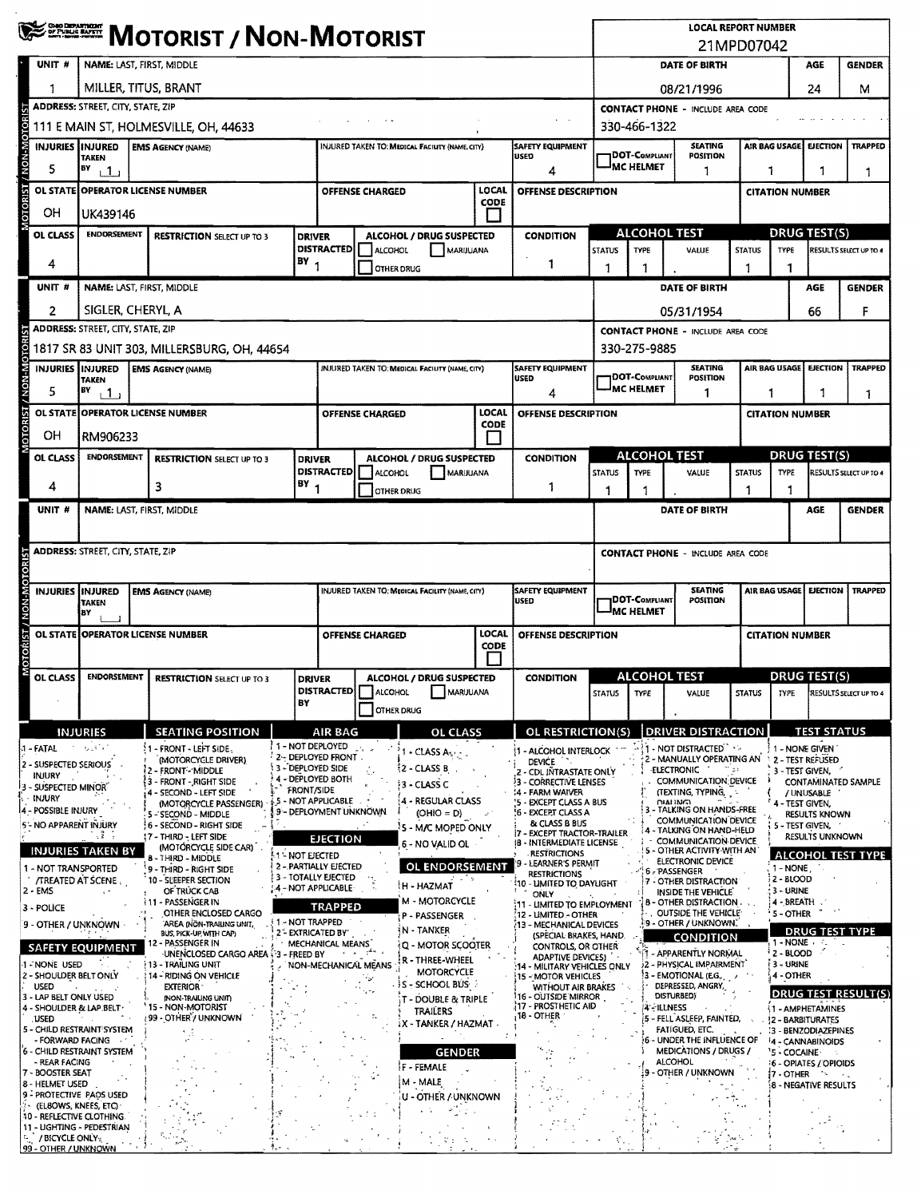# MOTORIST / NON-MOTORIST

**LOCAL REPORT NUMBER:** 21MPD07042

## Unit 1

| UNIT # | NAME: LAST, FIRST, MIDDLE | DATE OF BIRTH | AGE | GENDER |
|---|---|---|---|---|
| 1 | MILLER, TITUS, BRANT | 08/21/1996 | 24 | M |

| ADDRESS: STREET, CITY, STATE, ZIP | CONTACT PHONE - INCLUDE AREA CODE |
|---|---|
| 111 E MAIN ST, HOLMESVILLE, OH, 44633 | 330-466-1322 |

| INJURIES | INJURED TAKEN BY | EMS AGENCY (NAME) | INJURED TAKEN TO: MEDICAL FACILITY (NAME, CITY) | SAFETY EQUIPMENT USED | DOT-COMPLIANT MC HELMET | SEATING POSITION | AIR BAG USAGE | EJECTION | TRAPPED |
|---|---|---|---|---|---|---|---|---|---|
| 5 | 1 | | | 4 | | 1 | 1 | 1 | 1 |

| OL STATE | OPERATOR LICENSE NUMBER | OFFENSE CHARGED | LOCAL CODE | OFFENSE DESCRIPTION | CITATION NUMBER |
|---|---|---|---|---|---|
| OH | UK439146 | | | | |

| OL CLASS | ENDORSEMENT | RESTRICTION SELECT UP TO 3 | DRIVER DISTRACTED BY | ALCOHOL / DRUG SUSPECTED | CONDITION | ALCOHOL TEST STATUS | ALCOHOL TEST TYPE | ALCOHOL TEST VALUE | DRUG TEST STATUS | DRUG TEST TYPE | RESULTS SELECT UP TO 4 |
|---|---|---|---|---|---|---|---|---|---|---|---|
| 4 | | | 1 | ☐ ALCOHOL ☐ MARIJUANA ☐ OTHER DRUG | 1 | 1 | 1 | . | 1 | 1 | |

## Unit 2

| UNIT # | NAME: LAST, FIRST, MIDDLE | DATE OF BIRTH | AGE | GENDER |
|---|---|---|---|---|
| 2 | SIGLER, CHERYL, A | 05/31/1954 | 66 | F |

| ADDRESS: STREET, CITY, STATE, ZIP | CONTACT PHONE - INCLUDE AREA CODE |
|---|---|
| 1817 SR 83 UNIT 303, MILLERSBURG, OH, 44654 | 330-275-9885 |

| INJURIES | INJURED TAKEN BY | EMS AGENCY (NAME) | INJURED TAKEN TO: MEDICAL FACILITY (NAME, CITY) | SAFETY EQUIPMENT USED | DOT-COMPLIANT MC HELMET | SEATING POSITION | AIR BAG USAGE | EJECTION | TRAPPED |
|---|---|---|---|---|---|---|---|---|---|
| 5 | 1 | | | 4 | | 1 | 1 | 1 | 1 |

| OL STATE | OPERATOR LICENSE NUMBER | OFFENSE CHARGED | LOCAL CODE | OFFENSE DESCRIPTION | CITATION NUMBER |
|---|---|---|---|---|---|
| OH | RM906233 | | | | |

| OL CLASS | ENDORSEMENT | RESTRICTION SELECT UP TO 3 | DRIVER DISTRACTED BY | ALCOHOL / DRUG SUSPECTED | CONDITION | ALCOHOL TEST STATUS | ALCOHOL TEST TYPE | ALCOHOL TEST VALUE | DRUG TEST STATUS | DRUG TEST TYPE | RESULTS SELECT UP TO 4 |
|---|---|---|---|---|---|---|---|---|---|---|---|
| 4 | | 3 | 1 | ☐ ALCOHOL ☐ MARIJUANA ☐ OTHER DRUG | 1 | 1 | 1 | . | 1 | 1 | |

## Unit (blank)

| UNIT # | NAME: LAST, FIRST, MIDDLE | DATE OF BIRTH | AGE | GENDER |
|---|---|---|---|---|
| | | | | |

| ADDRESS: STREET, CITY, STATE, ZIP | CONTACT PHONE - INCLUDE AREA CODE |
|---|---|
| | |

| INJURIES | INJURED TAKEN BY | EMS AGENCY (NAME) | INJURED TAKEN TO: MEDICAL FACILITY (NAME, CITY) | SAFETY EQUIPMENT USED | DOT-COMPLIANT MC HELMET | SEATING POSITION | AIR BAG USAGE | EJECTION | TRAPPED |
|---|---|---|---|---|---|---|---|---|---|
| | | | | | | | | | |

| OL STATE | OPERATOR LICENSE NUMBER | OFFENSE CHARGED | LOCAL CODE | OFFENSE DESCRIPTION | CITATION NUMBER |
|---|---|---|---|---|---|
| | | | | | |

| OL CLASS | ENDORSEMENT | RESTRICTION SELECT UP TO 3 | DRIVER DISTRACTED BY | ALCOHOL / DRUG SUSPECTED | CONDITION | ALCOHOL TEST STATUS | ALCOHOL TEST TYPE | ALCOHOL TEST VALUE | DRUG TEST STATUS | DRUG TEST TYPE | RESULTS SELECT UP TO 4 |
|---|---|---|---|---|---|---|---|---|---|---|---|
| | | | | ☐ ALCOHOL ☐ MARIJUANA ☐ OTHER DRUG | | | | . | | | |

## Codes

**INJURIES**
1 - FATAL
2 - SUSPECTED SERIOUS INJURY
3 - SUSPECTED MINOR INJURY
4 - POSSIBLE INJURY
5 - NO APPARENT INJURY

**INJURIES TAKEN BY**
1 - NOT TRANSPORTED /TREATED AT SCENE
2 - EMS
3 - POLICE
9 - OTHER / UNKNOWN

**SAFETY EQUIPMENT**
1 - NONE USED
2 - SHOULDER BELT ONLY USED
3 - LAP BELT ONLY USED
4 - SHOULDER & LAP BELT USED
5 - CHILD RESTRAINT SYSTEM - FORWARD FACING
6 - CHILD RESTRAINT SYSTEM - REAR FACING
7 - BOOSTER SEAT
8 - HELMET USED
9 - PROTECTIVE PADS USED (ELBOWS, KNEES, ETC)
10 - REFLECTIVE CLOTHING
11 - LIGHTING - PEDESTRIAN / BICYCLE ONLY
99 - OTHER / UNKNOWN

**SEATING POSITION**
1 - FRONT - LEFT SIDE (MOTORCYCLE DRIVER)
2 - FRONT - MIDDLE
3 - FRONT - RIGHT SIDE
4 - SECOND - LEFT SIDE (MOTORCYCLE PASSENGER)
5 - SECOND - MIDDLE
6 - SECOND - RIGHT SIDE
7 - THIRD - LEFT SIDE (MOTORCYCLE SIDE CAR)
8 - THIRD - MIDDLE
9 - THIRD - RIGHT SIDE
10 - SLEEPER SECTION OF TRUCK CAB
11 - PASSENGER IN OTHER ENCLOSED CARGO AREA (NON-TRAILING UNIT, BUS, PICK-UP WITH CAP)
12 - PASSENGER IN UNENCLOSED CARGO AREA
13 - TRAILING UNIT
14 - RIDING ON VEHICLE EXTERIOR (NON-TRAILING UNIT)
15 - NON-MOTORIST
99 - OTHER / UNKNOWN

**AIR BAG**
1 - NOT DEPLOYED
2 - DEPLOYED FRONT
3 - DEPLOYED SIDE
4 - DEPLOYED BOTH FRONT/SIDE
5 - NOT APPLICABLE
9 - DEPLOYMENT UNKNOWN

**EJECTION**
1 - NOT EJECTED
2 - PARTIALLY EJECTED
3 - TOTALLY EJECTED
4 - NOT APPLICABLE

**TRAPPED**
1 - NOT TRAPPED
2 - EXTRICATED BY MECHANICAL MEANS
3 - FREED BY NON-MECHANICAL MEANS

**OL CLASS**
1 - CLASS A
2 - CLASS B
3 - CLASS C
4 - REGULAR CLASS (OHIO = D)
5 - M/C MOPED ONLY
6 - NO VALID OL

**OL ENDORSEMENT**
H - HAZMAT
M - MOTORCYCLE
P - PASSENGER
N - TANKER
Q - MOTOR SCOOTER
R - THREE-WHEEL MOTORCYCLE
S - SCHOOL BUS
T - DOUBLE & TRIPLE TRAILERS
X - TANKER / HAZMAT

**GENDER**
F - FEMALE
M - MALE
U - OTHER / UNKNOWN

**OL RESTRICTION(S)**
1 - ALCOHOL INTERLOCK DEVICE
2 - CDL INTRASTATE ONLY
3 - CORRECTIVE LENSES
4 - FARM WAIVER
5 - EXCEPT CLASS A BUS
6 - EXCEPT CLASS A & CLASS B BUS
7 - EXCEPT TRACTOR-TRAILER
8 - INTERMEDIATE LICENSE RESTRICTIONS
9 - LEARNER'S PERMIT RESTRICTIONS
10 - LIMITED TO DAYLIGHT ONLY
11 - LIMITED TO EMPLOYMENT
12 - LIMITED - OTHER
13 - MECHANICAL DEVICES (SPECIAL BRAKES, HAND CONTROLS, OR OTHER ADAPTIVE DEVICES)
14 - MILITARY VEHICLES ONLY
15 - MOTOR VEHICLES WITHOUT AIR BRAKES
16 - OUTSIDE MIRROR
17 - PROSTHETIC AID
18 - OTHER

**DRIVER DISTRACTION**
1 - NOT DISTRACTED
2 - MANUALLY OPERATING AN ELECTRONIC COMMUNICATION DEVICE (TEXTING, TYPING, DIALING)
3 - TALKING ON HANDS-FREE COMMUNICATION DEVICE
4 - TALKING ON HAND-HELD COMMUNICATION DEVICE
5 - OTHER ACTIVITY WITH AN ELECTRONIC DEVICE
6 - PASSENGER
7 - OTHER DISTRACTION INSIDE THE VEHICLE
8 - OTHER DISTRACTION OUTSIDE THE VEHICLE
9 - OTHER / UNKNOWN

**CONDITION**
1 - APPARENTLY NORMAL
2 - PHYSICAL IMPAIRMENT
3 - EMOTIONAL (E.G., DEPRESSED, ANGRY, DISTURBED)
4 - ILLNESS
5 - FELL ASLEEP, FAINTED, FATIGUED, ETC.
6 - UNDER THE INFLUENCE OF MEDICATIONS / DRUGS / ALCOHOL
9 - OTHER / UNKNOWN

**TEST STATUS**
1 - NONE GIVEN
2 - TEST REFUSED
3 - TEST GIVEN, CONTAMINATED SAMPLE / UNUSABLE
4 - TEST GIVEN, RESULTS KNOWN
5 - TEST GIVEN, RESULTS UNKNOWN

**ALCOHOL TEST TYPE**
1 - NONE
2 - BLOOD
3 - URINE
4 - BREATH
5 - OTHER

**DRUG TEST TYPE**
1 - NONE
2 - BLOOD
3 - URINE
4 - OTHER

**DRUG TEST RESULT(S)**
1 - AMPHETAMINES
2 - BARBITURATES
3 - BENZODIAZEPINES
4 - CANNABINOIDS
5 - COCAINE
6 - OPIATES / OPIOIDS
7 - OTHER
8 - NEGATIVE RESULTS